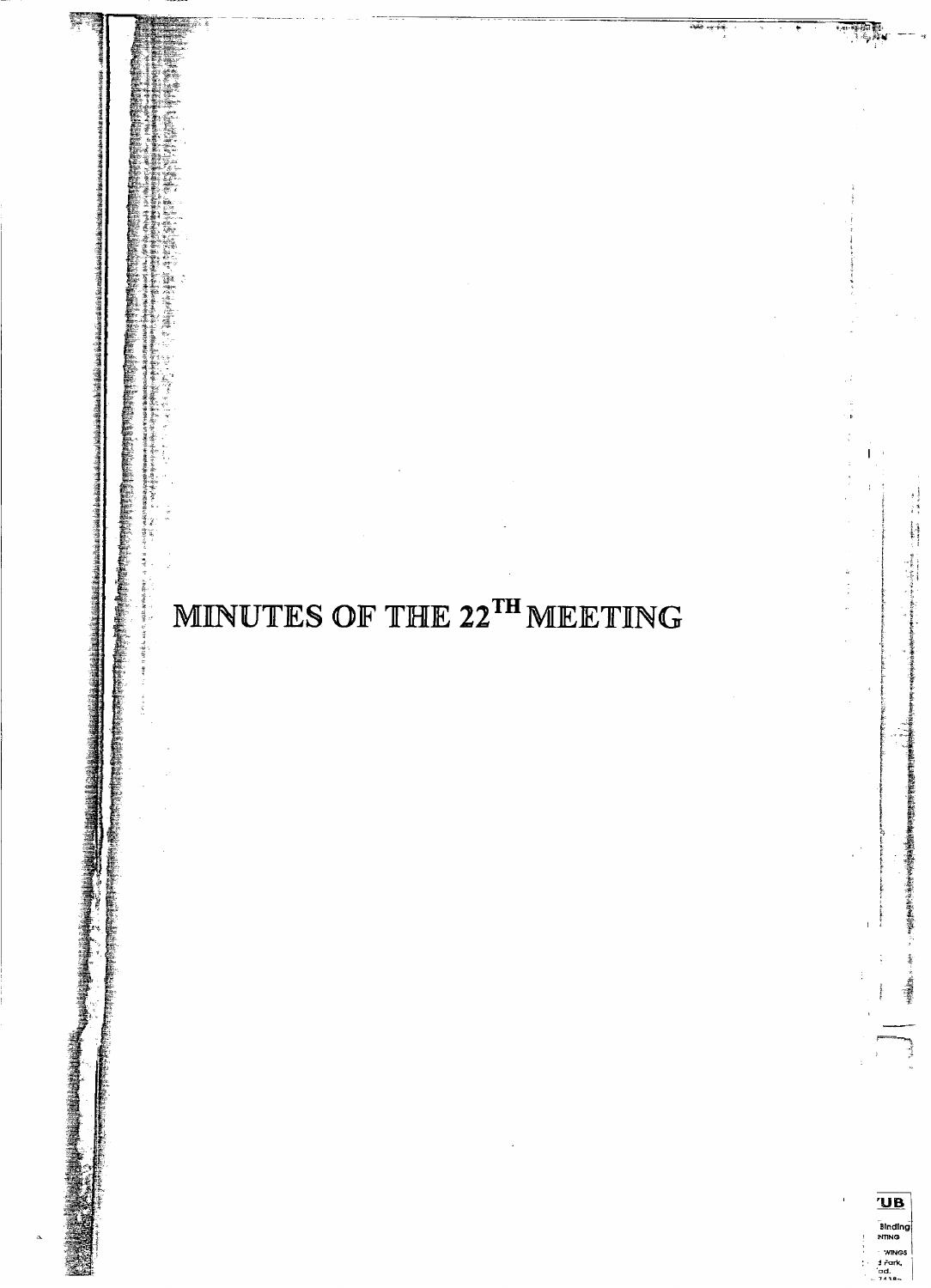# MINUTES OF THE 22TH MEETING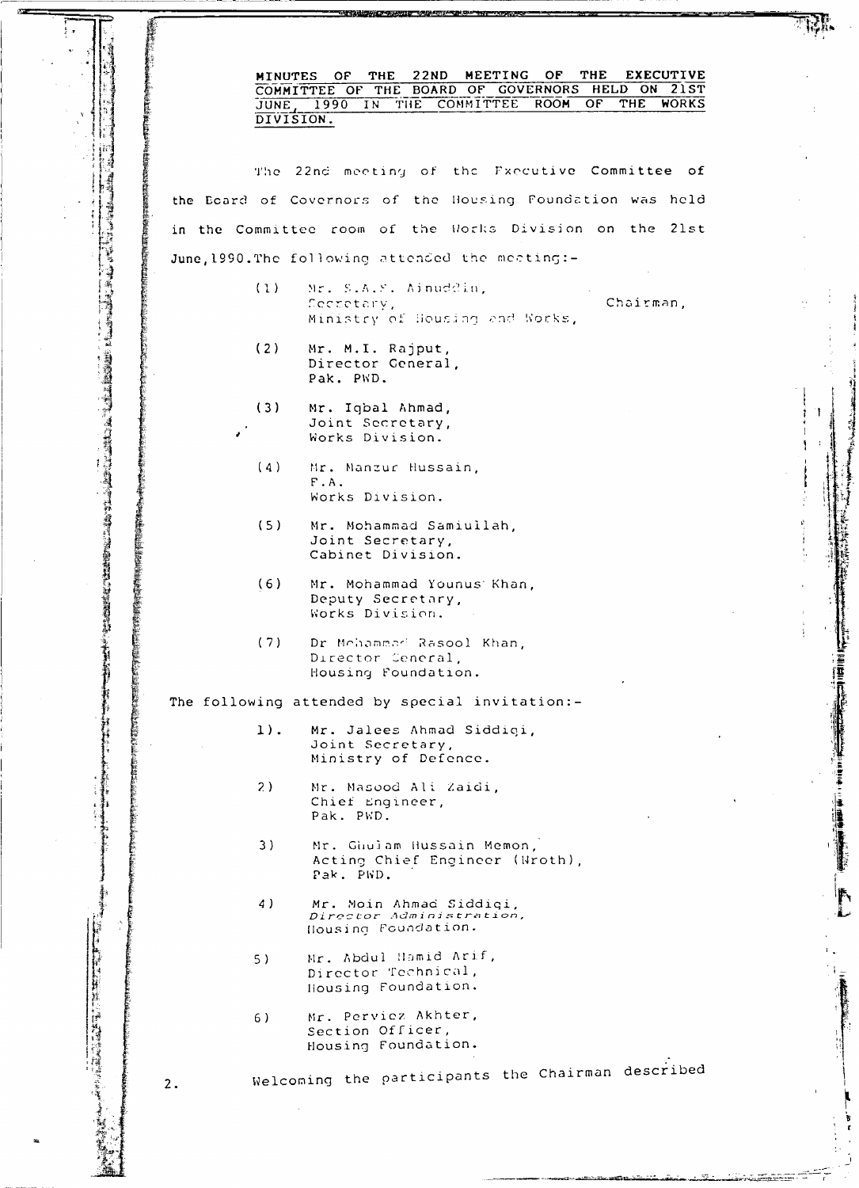**MINUTES OF THE 22ND MEETING OF THE EXECUTIVE COMMITTEE OF THE BOARD OF GOVERNORS HELD ON 21ST JUNE, 1990 IN THE COMMITTEE ROOM OF THE WORKS DIVISION.**

The 22nd meeting of the Executive Committee of the Board of Governors of the Housing Foundation was held in the Committee room of the Works Division on the 21st June,1990.The following attended the meeting:-

(1) Mr. S.A.S. Ainuddin, Secretary, Ministry of Housing and Works, — Chairman,

(2) Mr. M.I. Rajput, Director General, Pak. PWD.

(3) Mr. Iqbal Ahmad, Joint Secretary, Works Division.

(4) Mr. Manzur Hussain, F.A. Works Division.

(5) Mr. Mohammad Samiullah, Joint Secretary, Cabinet Division.

(6) Mr. Mohammad Younus Khan, Deputy Secretary, Works Division.

(7) Dr Mohammad Rasool Khan, Director General, Housing Foundation.

The following attended by special invitation:-

1). Mr. Jalees Ahmad Siddiqi, Joint Secretary, Ministry of Defence.

2) Mr. Masood Ali Zaidi, Chief Engineer, Pak. PWD.

3) Mr. Ghulam Hussain Memon, Acting Chief Engineer (Nroth), Pak. PWD.

4) Mr. Moin Ahmad Siddiqi, *Director Administration,* Housing Foundation.

5) Mr. Abdul Hamid Arif, Director Technical, Housing Foundation.

6) Mr. Perviez Akhter, Section Officer, Housing Foundation.

2. Welcoming the participants the Chairman described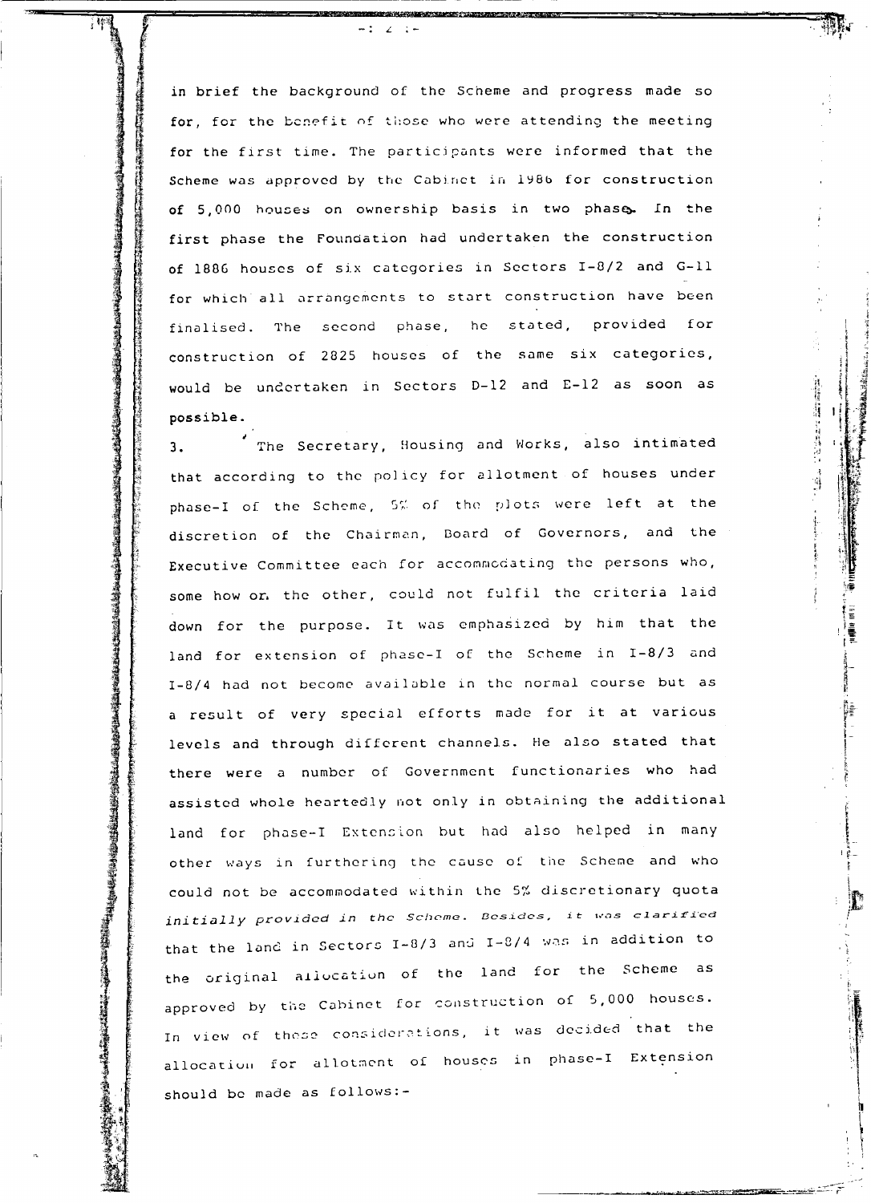in brief the background of the Scheme and progress made so for, for the benefit of those who were attending the meeting for the first time. The participants were informed that the Scheme was approved by the Cabinet in 1986 for construction of 5,000 houses on ownership basis in two phase. In the first phase the Foundation had undertaken the construction of 1886 houses of six categories in Sectors I-8/2 and G-11 for which all arrangements to start construction have been finalised. The second phase, he stated, provided for construction of 2825 houses of the same six categories, would be undertaken in Sectors D-12 and E-12 as soon as possible.

3. The Secretary, Housing and Works, also intimated that according to the policy for allotment of houses under phase-I of the Scheme, 5% of the plots were left at the discretion of the Chairman, Board of Governors, and the Executive Committee each for accommodating the persons who, some how or the other, could not fulfil the criteria laid down for the purpose. It was emphasized by him that the land for extension of phase-I of the Scheme in I-8/3 and I-8/4 had not become available in the normal course but as a result of very special efforts made for it at various levels and through different channels. He also stated that there were a number of Government functionaries who had assisted whole heartedly not only in obtaining the additional land for phase-I Extension but had also helped in many other ways in furthering the cause of the Scheme and who could not be accommodated within the 5% discretionary quota initially provided in the Scheme. Besides, it was clarified that the land in Sectors I-8/3 and I-8/4 was in addition to the original allocation of the land for the Scheme as approved by the Cabinet for construction of 5,000 houses. In view of these considerations, it was decided that the allocation for allotment of houses in phase-I Extension should be made as follows:-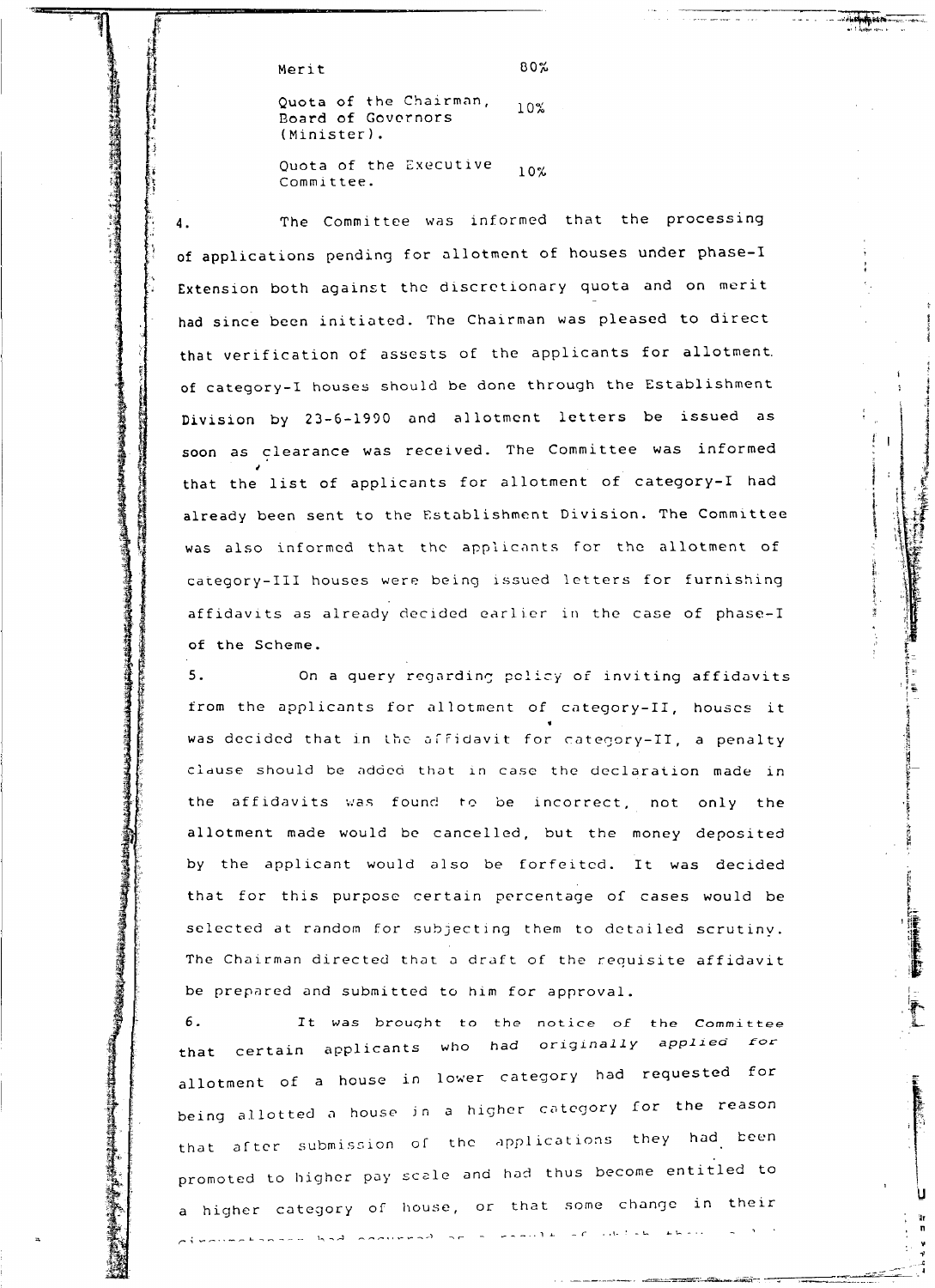| | |
|---|---|
| Merit | 80% |
| Quota of the Chairman, Board of Governors (Minister). | 10% |
| Quota of the Executive Committee. | 10% |

4. The Committee was informed that the processing of applications pending for allotment of houses under phase-I Extension both against the discretionary quota and on merit had since been initiated. The Chairman was pleased to direct that verification of assests of the applicants for allotment of category-I houses should be done through the Establishment Division by 23-6-1990 and allotment letters be issued as soon as clearance was received. The Committee was informed that the list of applicants for allotment of category-I had already been sent to the Establishment Division. The Committee was also informed that the applicants for the allotment of category-III houses were being issued letters for furnishing affidavits as already decided earlier in the case of phase-I of the Scheme.

5. On a query regarding policy of inviting affidavits from the applicants for allotment of category-II, houses it was decided that in the affidavit for category-II, a penalty clause should be added that in case the declaration made in the affidavits was found to be incorrect, not only the allotment made would be cancelled, but the money deposited by the applicant would also be forfeited. It was decided that for this purpose certain percentage of cases would be selected at random for subjecting them to detailed scrutiny. The Chairman directed that a draft of the requisite affidavit be prepared and submitted to him for approval.

6. It was brought to the notice of the Committee that certain applicants who had originally applied for allotment of a house in lower category had requested for being allotted a house in a higher category for the reason that after submission of the applications they had been promoted to higher pay scale and had thus become entitled to a higher category of house, or that some change in their circumstances had occurred as a result of which they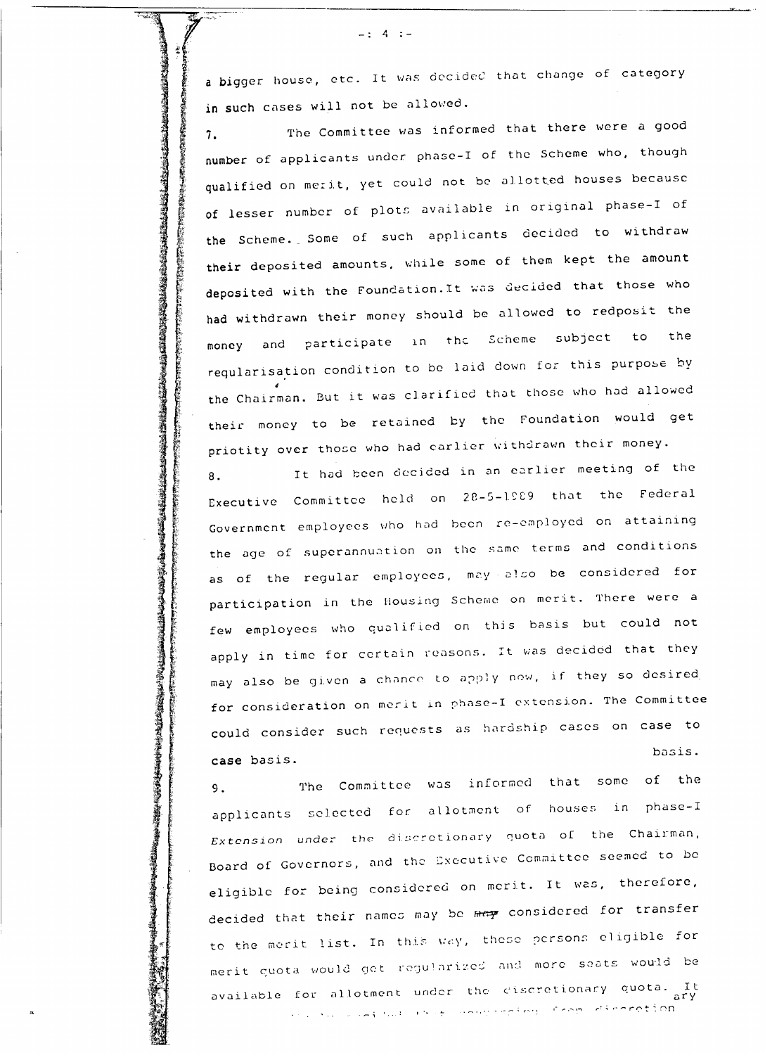a bigger house, etc. It was decided that change of category in such cases will not be allowed.

7. The Committee was informed that there were a good number of applicants under phase-I of the Scheme who, though qualified on merit, yet could not be allotted houses because of lesser number of plots available in original phase-I of the Scheme. Some of such applicants decided to withdraw their deposited amounts, while some of them kept the amount deposited with the Foundation. It was decided that those who had withdrawn their money should be allowed to redposit the money and participate in the Scheme subject to the regularisation condition to be laid down for this purpose by the Chairman. But it was clarified that those who had allowed their money to be retained by the Foundation would get priotity over those who had earlier withdrawn their money.

8. It had been decided in an earlier meeting of the Executive Committee held on 28-5-1989 that the Federal Government employees who had been re-employed on attaining the age of superannuation on the same terms and conditions as of the regular employees, may also be considered for participation in the Housing Scheme on merit. There were a few employees who qualified on this basis but could not apply in time for certain reasons. It was decided that they may also be given a chance to apply now, if they so desired for consideration on merit in phase-I extension. The Committee could consider such requests as hardship cases on case to case basis.

9. The Committee was informed that some of the applicants selected for allotment of houses in phase-I Extension under the discretionary quota of the Chairman, Board of Governors, and the Executive Committee seemed to be eligible for being considered on merit. It was, therefore, decided that their names may be ~~may~~ considered for transfer to the merit list. In this way, these persons eligible for merit quota would get regularized and more seats would be available for allotment under the discretionary quota. It ... decided that ... discretionary ... discretion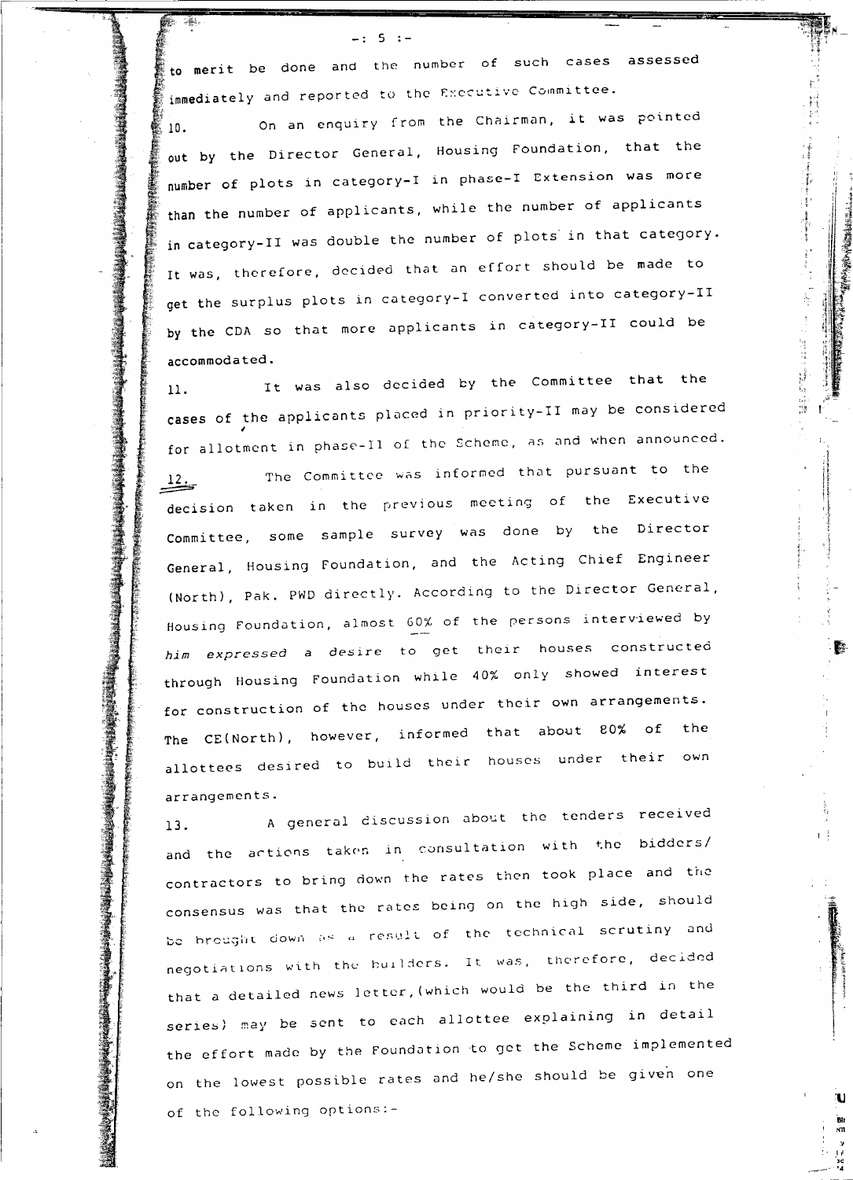to merit be done and the number of such cases assessed immediately and reported to the Executive Committee.

10. On an enquiry from the Chairman, it was pointed out by the Director General, Housing Foundation, that the number of plots in category-I in phase-I Extension was more than the number of applicants, while the number of applicants in category-II was double the number of plots in that category. It was, therefore, decided that an effort should be made to get the surplus plots in category-I converted into category-II by the CDA so that more applicants in category-II could be accommodated.

11. It was also decided by the Committee that the cases of the applicants placed in priority-II may be considered for allotment in phase-II of the Scheme, as and when announced.

12. The Committee was informed that pursuant to the decision taken in the previous meeting of the Executive Committee, some sample survey was done by the Director General, Housing Foundation, and the Acting Chief Engineer (North), Pak. PWD directly. According to the Director General, Housing Foundation, almost 60% of the persons interviewed by *him expressed* a desire to get their houses constructed through Housing Foundation while 40% only showed interest for construction of the houses under their own arrangements. The CE(North), however, informed that about 80% of the allottees desired to build their houses under their own arrangements.

13. A general discussion about the tenders received and the actions taken in consultation with the bidders/ contractors to bring down the rates then took place and the consensus was that the rates being on the high side, should be brought down as a result of the technical scrutiny and negotiations with the builders. It was, therefore, decided that a detailed news letter,(which would be the third in the series) may be sent to each allottee explaining in detail the effort made by the Foundation to get the Scheme implemented on the lowest possible rates and he/she should be given one of the following options:-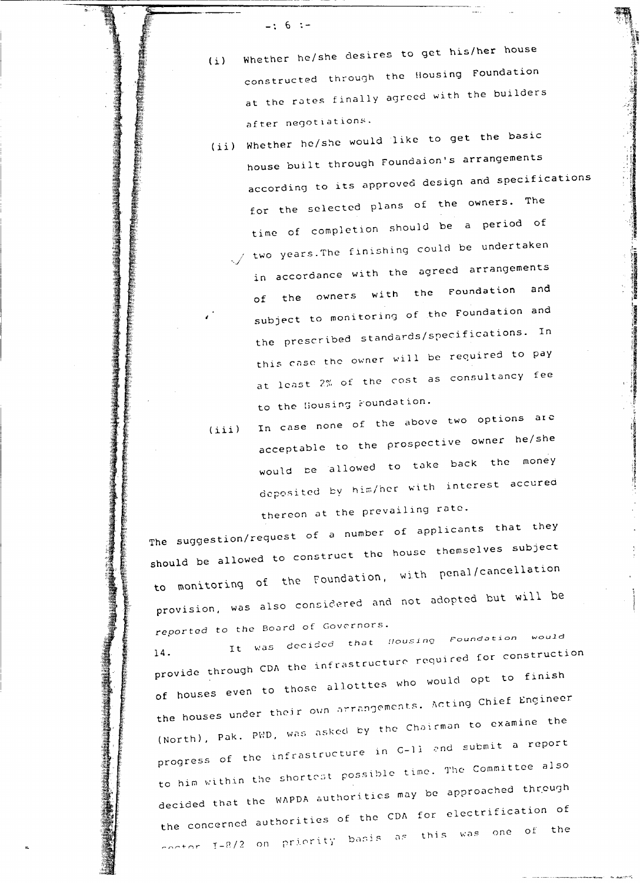(i) Whether he/she desires to get his/her house constructed through the Housing Foundation at the rates finally agreed with the builders after negotiations.

(ii) Whether he/she would like to get the basic house built through Foundaion's arrangements according to its approved design and specifications for the selected plans of the owners. The time of completion should be a period of two years. The finishing could be undertaken in accordance with the agreed arrangements of the owners with the Foundation and subject to monitoring of the Foundation and the prescribed standards/specifications. In this case the owner will be required to pay at least 2% of the cost as consultancy fee to the Housing Foundation.

(iii) In case none of the above two options are acceptable to the prospective owner he/she would be allowed to take back the money deposited by him/her with interest accured thereon at the prevailing rate.

The suggestion/request of a number of applicants that they should be allowed to construct the house themselves subject to monitoring of the Foundation, with penal/cancellation provision, was also considered and not adopted but will be reported to the Board of Governors.

14. It was decided that Housing Foundation would provide through CDA the infrastructure required for construction of houses even to those allotttes who would opt to finish the houses under their own arrangements. Acting Chief Engineer (North), Pak. PWD, was asked by the Chairman to examine the progress of the infrastructure in G-11 and submit a report to him within the shortest possible time. The Committee also decided that the WAPDA authorities may be approached through the concerned authorities of the CDA for electrification of sector I-8/2 on priority basis as this was one of the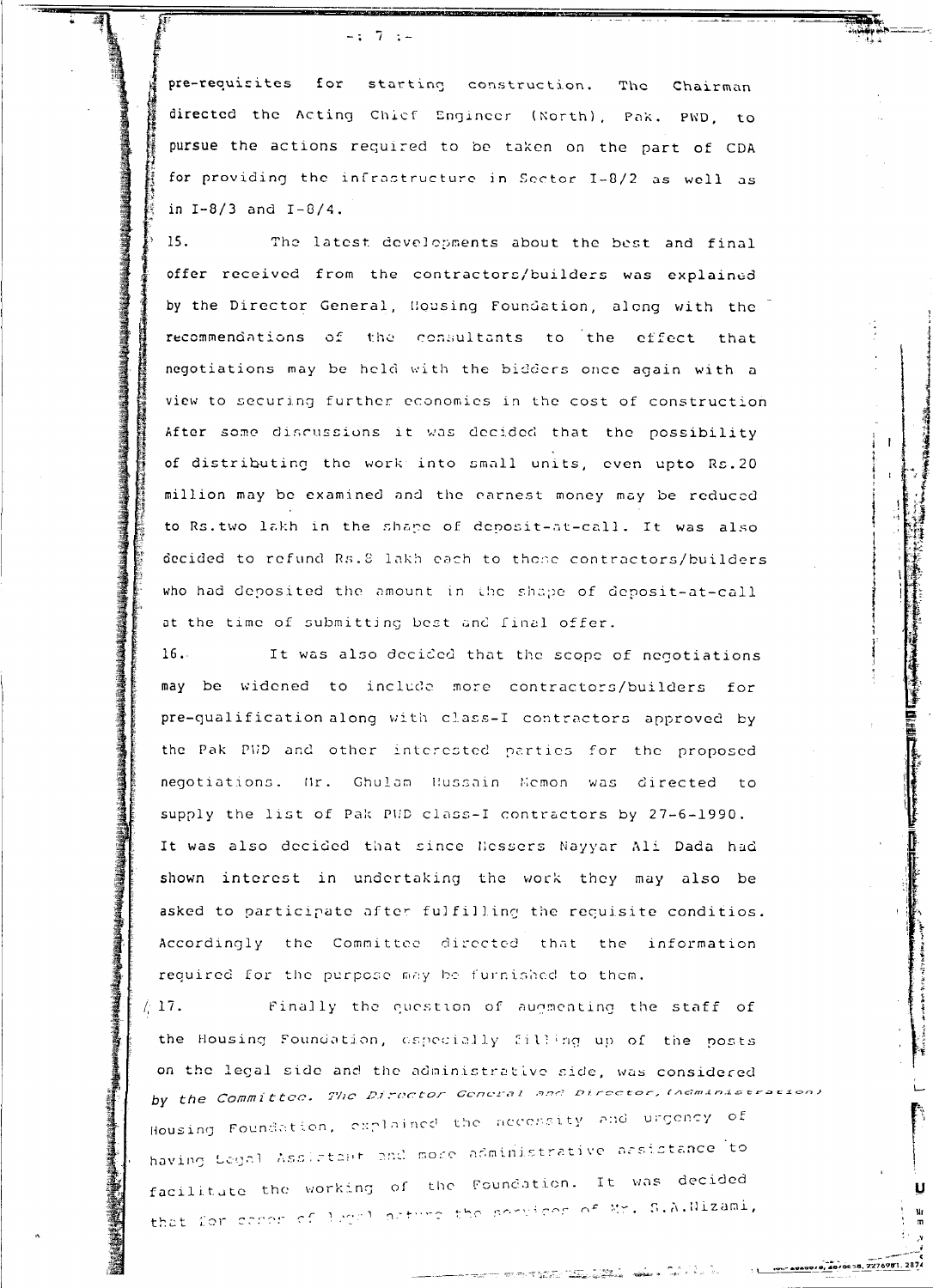pre-requisites for starting construction. The Chairman directed the Acting Chief Engineer (North), Pak. PWD, to pursue the actions required to be taken on the part of CDA for providing the infrastructure in Sector I-8/2 as well as in I-8/3 and I-8/4.

15. The latest developments about the best and final offer received from the contractors/builders was explained by the Director General, Housing Foundation, along with the recommendations of the consultants to the effect that negotiations may be held with the bidders once again with a view to securing further economies in the cost of construction After some discussions it was decided that the possibility of distributing the work into small units, even upto Rs.20 million may be examined and the earnest money may be reduced to Rs.two lakh in the shape of deposit-at-call. It was also decided to refund Rs.8 lakh each to those contractors/builders who had deposited the amount in the shape of deposit-at-call at the time of submitting best and final offer.

16. It was also decided that the scope of negotiations may be widened to include more contractors/builders for pre-qualification along with class-I contractors approved by the Pak PWD and other interested parties for the proposed negotiations. Mr. Ghulam Hussain Memon was directed to supply the list of Pak PWD class-I contractors by 27-6-1990. It was also decided that since Messers Nayyar Ali Dada had shown interest in undertaking the work they may also be asked to participate after fulfilling the requisite conditios. Accordingly the Committee directed that the information required for the purpose may be furnished to them.

17. Finally the question of augmenting the staff of the Housing Foundation, especially filling up of the posts on the legal side and the administrative side, was considered by the Committee. The Director General and Director, (Administration) Housing Foundation, explained the necessity and urgency of having Legal Assistant and more administrative assistance to facilitate the working of the Foundation. It was decided that for cases of legal nature the services of Mr. S.A.Nizami,